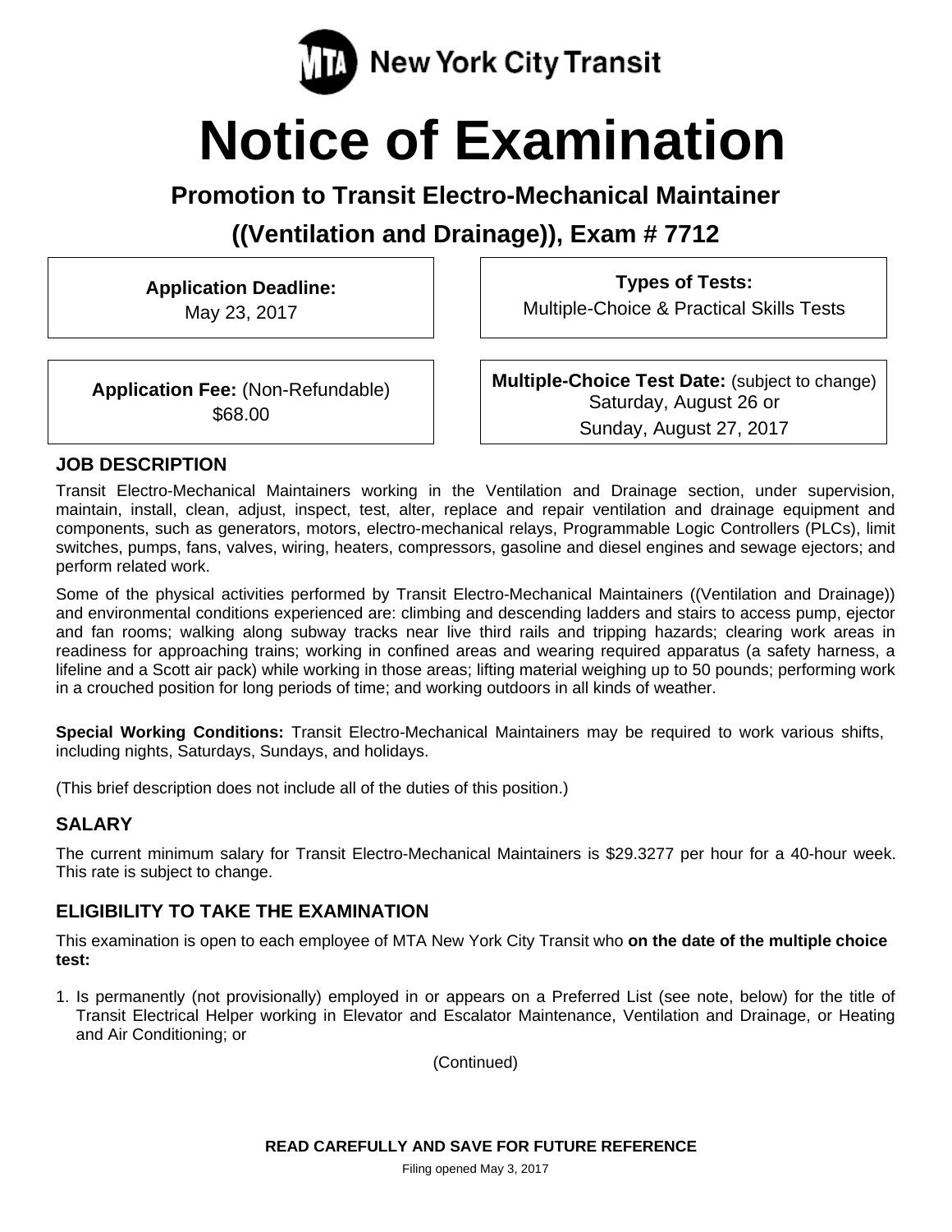MTA New York City Transit

# Notice of Examination

## Promotion to Transit Electro-Mechanical Maintainer

## ((Ventilation and Drainage)), Exam # 7712

**Application Deadline:**
May 23, 2017

**Types of Tests:**
Multiple-Choice & Practical Skills Tests

**Application Fee:** (Non-Refundable)
$68.00

**Multiple-Choice Test Date:** (subject to change)
Saturday, August 26 or
Sunday, August 27, 2017

### JOB DESCRIPTION

Transit Electro-Mechanical Maintainers working in the Ventilation and Drainage section, under supervision, maintain, install, clean, adjust, inspect, test, alter, replace and repair ventilation and drainage equipment and components, such as generators, motors, electro-mechanical relays, Programmable Logic Controllers (PLCs), limit switches, pumps, fans, valves, wiring, heaters, compressors, gasoline and diesel engines and sewage ejectors; and perform related work.

Some of the physical activities performed by Transit Electro-Mechanical Maintainers ((Ventilation and Drainage)) and environmental conditions experienced are: climbing and descending ladders and stairs to access pump, ejector and fan rooms; walking along subway tracks near live third rails and tripping hazards; clearing work areas in readiness for approaching trains; working in confined areas and wearing required apparatus (a safety harness, a lifeline and a Scott air pack) while working in those areas; lifting material weighing up to 50 pounds; performing work in a crouched position for long periods of time; and working outdoors in all kinds of weather.

**Special Working Conditions:** Transit Electro-Mechanical Maintainers may be required to work various shifts, including nights, Saturdays, Sundays, and holidays.

(This brief description does not include all of the duties of this position.)

### SALARY

The current minimum salary for Transit Electro-Mechanical Maintainers is $29.3277 per hour for a 40-hour week. This rate is subject to change.

### ELIGIBILITY TO TAKE THE EXAMINATION

This examination is open to each employee of MTA New York City Transit who **on the date of the multiple choice test:**

1. Is permanently (not provisionally) employed in or appears on a Preferred List (see note, below) for the title of Transit Electrical Helper working in Elevator and Escalator Maintenance, Ventilation and Drainage, or Heating and Air Conditioning; or

(Continued)

**READ CAREFULLY AND SAVE FOR FUTURE REFERENCE**

Filing opened May 3, 2017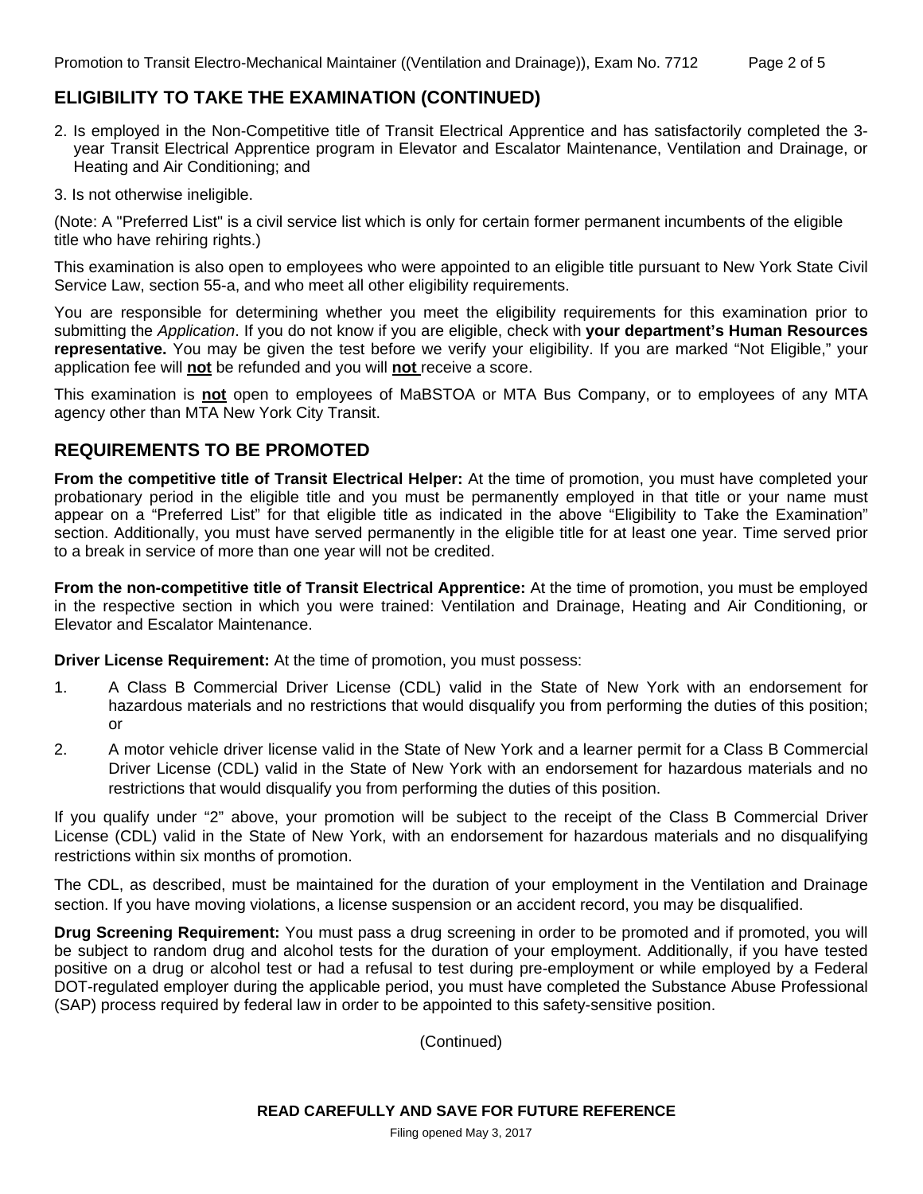## ELIGIBILITY TO TAKE THE EXAMINATION (CONTINUED)

2. Is employed in the Non-Competitive title of Transit Electrical Apprentice and has satisfactorily completed the 3-year Transit Electrical Apprentice program in Elevator and Escalator Maintenance, Ventilation and Drainage, or Heating and Air Conditioning; and

3. Is not otherwise ineligible.

(Note: A "Preferred List" is a civil service list which is only for certain former permanent incumbents of the eligible title who have rehiring rights.)

This examination is also open to employees who were appointed to an eligible title pursuant to New York State Civil Service Law, section 55-a, and who meet all other eligibility requirements.

You are responsible for determining whether you meet the eligibility requirements for this examination prior to submitting the *Application*. If you do not know if you are eligible, check with **your department's Human Resources representative.** You may be given the test before we verify your eligibility. If you are marked "Not Eligible," your application fee will **not** be refunded and you will **not** receive a score.

This examination is **not** open to employees of MaBSTOA or MTA Bus Company, or to employees of any MTA agency other than MTA New York City Transit.

## REQUIREMENTS TO BE PROMOTED

**From the competitive title of Transit Electrical Helper:** At the time of promotion, you must have completed your probationary period in the eligible title and you must be permanently employed in that title or your name must appear on a "Preferred List" for that eligible title as indicated in the above "Eligibility to Take the Examination" section. Additionally, you must have served permanently in the eligible title for at least one year. Time served prior to a break in service of more than one year will not be credited.

**From the non-competitive title of Transit Electrical Apprentice:** At the time of promotion, you must be employed in the respective section in which you were trained: Ventilation and Drainage, Heating and Air Conditioning, or Elevator and Escalator Maintenance.

**Driver License Requirement:** At the time of promotion, you must possess:

1. A Class B Commercial Driver License (CDL) valid in the State of New York with an endorsement for hazardous materials and no restrictions that would disqualify you from performing the duties of this position; or
2. A motor vehicle driver license valid in the State of New York and a learner permit for a Class B Commercial Driver License (CDL) valid in the State of New York with an endorsement for hazardous materials and no restrictions that would disqualify you from performing the duties of this position.

If you qualify under "2" above, your promotion will be subject to the receipt of the Class B Commercial Driver License (CDL) valid in the State of New York, with an endorsement for hazardous materials and no disqualifying restrictions within six months of promotion.

The CDL, as described, must be maintained for the duration of your employment in the Ventilation and Drainage section. If you have moving violations, a license suspension or an accident record, you may be disqualified.

**Drug Screening Requirement:** You must pass a drug screening in order to be promoted and if promoted, you will be subject to random drug and alcohol tests for the duration of your employment. Additionally, if you have tested positive on a drug or alcohol test or had a refusal to test during pre-employment or while employed by a Federal DOT-regulated employer during the applicable period, you must have completed the Substance Abuse Professional (SAP) process required by federal law in order to be appointed to this safety-sensitive position.

(Continued)

**READ CAREFULLY AND SAVE FOR FUTURE REFERENCE**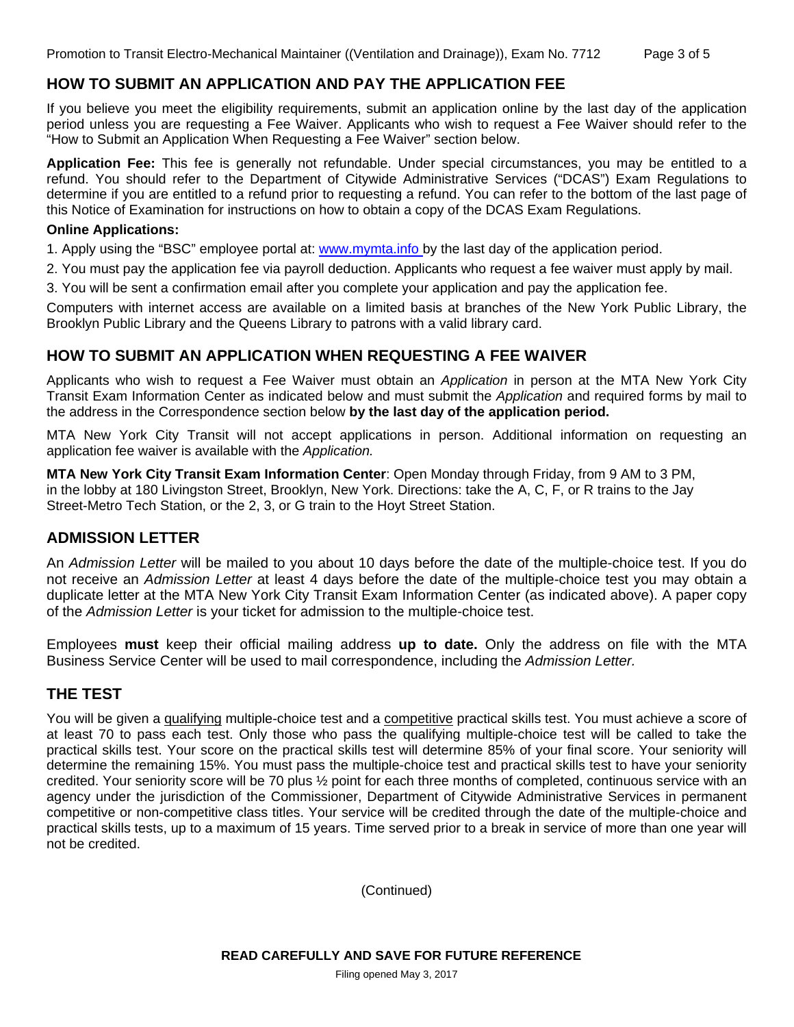## HOW TO SUBMIT AN APPLICATION AND PAY THE APPLICATION FEE

If you believe you meet the eligibility requirements, submit an application online by the last day of the application period unless you are requesting a Fee Waiver. Applicants who wish to request a Fee Waiver should refer to the "How to Submit an Application When Requesting a Fee Waiver" section below.

**Application Fee:** This fee is generally not refundable. Under special circumstances, you may be entitled to a refund. You should refer to the Department of Citywide Administrative Services ("DCAS") Exam Regulations to determine if you are entitled to a refund prior to requesting a refund. You can refer to the bottom of the last page of this Notice of Examination for instructions on how to obtain a copy of the DCAS Exam Regulations.

**Online Applications:**

1. Apply using the "BSC" employee portal at: www.mymta.info by the last day of the application period.
2. You must pay the application fee via payroll deduction. Applicants who request a fee waiver must apply by mail.
3. You will be sent a confirmation email after you complete your application and pay the application fee.

Computers with internet access are available on a limited basis at branches of the New York Public Library, the Brooklyn Public Library and the Queens Library to patrons with a valid library card.

## HOW TO SUBMIT AN APPLICATION WHEN REQUESTING A FEE WAIVER

Applicants who wish to request a Fee Waiver must obtain an *Application* in person at the MTA New York City Transit Exam Information Center as indicated below and must submit the *Application* and required forms by mail to the address in the Correspondence section below **by the last day of the application period.**

MTA New York City Transit will not accept applications in person. Additional information on requesting an application fee waiver is available with the *Application.*

**MTA New York City Transit Exam Information Center**: Open Monday through Friday, from 9 AM to 3 PM, in the lobby at 180 Livingston Street, Brooklyn, New York. Directions: take the A, C, F, or R trains to the Jay Street-Metro Tech Station, or the 2, 3, or G train to the Hoyt Street Station.

## ADMISSION LETTER

An *Admission Letter* will be mailed to you about 10 days before the date of the multiple-choice test. If you do not receive an *Admission Letter* at least 4 days before the date of the multiple-choice test you may obtain a duplicate letter at the MTA New York City Transit Exam Information Center (as indicated above). A paper copy of the *Admission Letter* is your ticket for admission to the multiple-choice test.

Employees **must** keep their official mailing address **up to date.** Only the address on file with the MTA Business Service Center will be used to mail correspondence, including the *Admission Letter.*

## THE TEST

You will be given a qualifying multiple-choice test and a competitive practical skills test. You must achieve a score of at least 70 to pass each test. Only those who pass the qualifying multiple-choice test will be called to take the practical skills test. Your score on the practical skills test will determine 85% of your final score. Your seniority will determine the remaining 15%. You must pass the multiple-choice test and practical skills test to have your seniority credited. Your seniority score will be 70 plus ½ point for each three months of completed, continuous service with an agency under the jurisdiction of the Commissioner, Department of Citywide Administrative Services in permanent competitive or non-competitive class titles. Your service will be credited through the date of the multiple-choice and practical skills tests, up to a maximum of 15 years. Time served prior to a break in service of more than one year will not be credited.

(Continued)

**READ CAREFULLY AND SAVE FOR FUTURE REFERENCE**

Filing opened May 3, 2017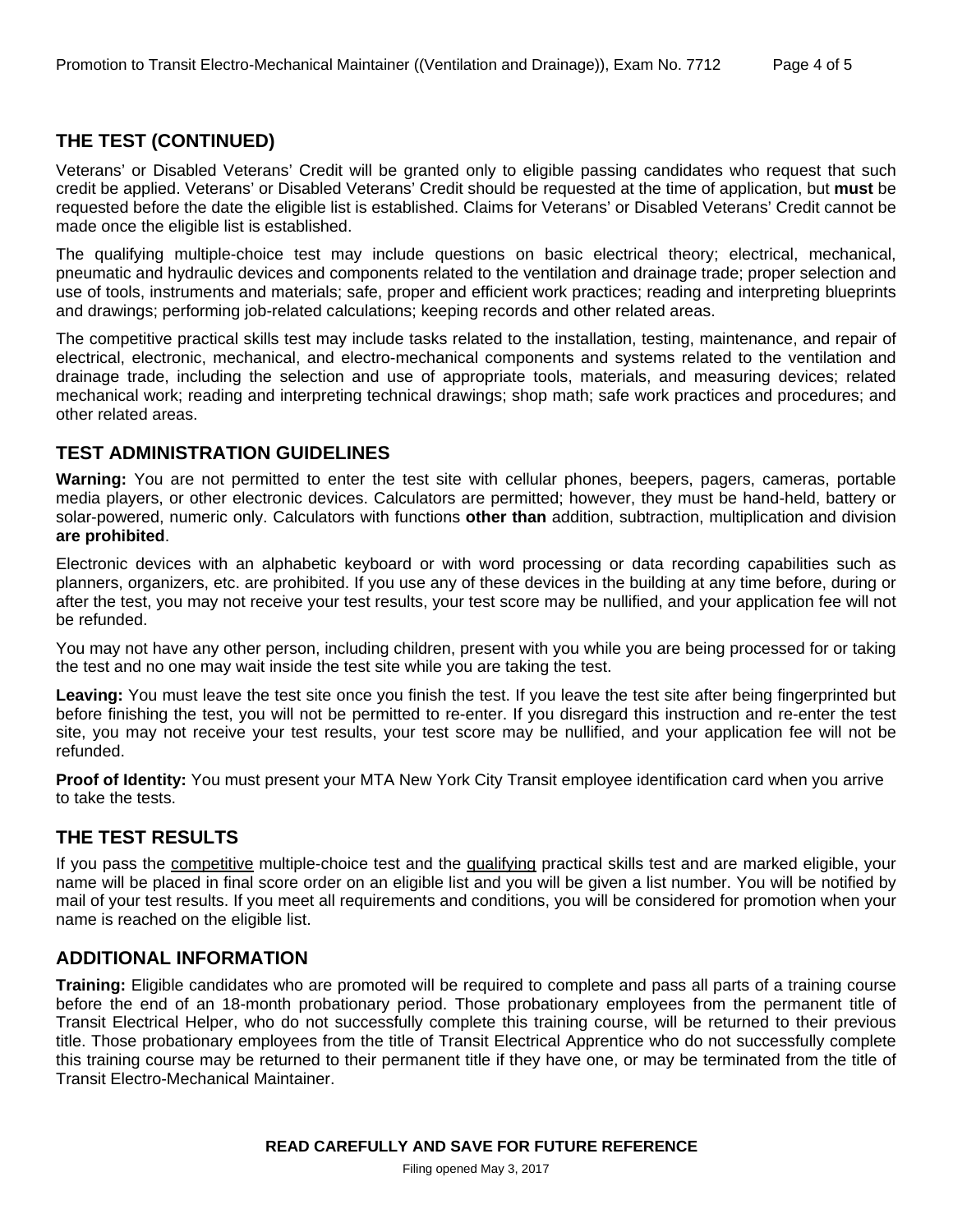## THE TEST (CONTINUED)

Veterans' or Disabled Veterans' Credit will be granted only to eligible passing candidates who request that such credit be applied. Veterans' or Disabled Veterans' Credit should be requested at the time of application, but **must** be requested before the date the eligible list is established. Claims for Veterans' or Disabled Veterans' Credit cannot be made once the eligible list is established.

The qualifying multiple-choice test may include questions on basic electrical theory; electrical, mechanical, pneumatic and hydraulic devices and components related to the ventilation and drainage trade; proper selection and use of tools, instruments and materials; safe, proper and efficient work practices; reading and interpreting blueprints and drawings; performing job-related calculations; keeping records and other related areas.

The competitive practical skills test may include tasks related to the installation, testing, maintenance, and repair of electrical, electronic, mechanical, and electro-mechanical components and systems related to the ventilation and drainage trade, including the selection and use of appropriate tools, materials, and measuring devices; related mechanical work; reading and interpreting technical drawings; shop math; safe work practices and procedures; and other related areas.

## TEST ADMINISTRATION GUIDELINES

**Warning:** You are not permitted to enter the test site with cellular phones, beepers, pagers, cameras, portable media players, or other electronic devices. Calculators are permitted; however, they must be hand-held, battery or solar-powered, numeric only. Calculators with functions **other than** addition, subtraction, multiplication and division **are prohibited**.

Electronic devices with an alphabetic keyboard or with word processing or data recording capabilities such as planners, organizers, etc. are prohibited. If you use any of these devices in the building at any time before, during or after the test, you may not receive your test results, your test score may be nullified, and your application fee will not be refunded.

You may not have any other person, including children, present with you while you are being processed for or taking the test and no one may wait inside the test site while you are taking the test.

**Leaving:** You must leave the test site once you finish the test. If you leave the test site after being fingerprinted but before finishing the test, you will not be permitted to re-enter. If you disregard this instruction and re-enter the test site, you may not receive your test results, your test score may be nullified, and your application fee will not be refunded.

**Proof of Identity:** You must present your MTA New York City Transit employee identification card when you arrive to take the tests.

## THE TEST RESULTS

If you pass the competitive multiple-choice test and the qualifying practical skills test and are marked eligible, your name will be placed in final score order on an eligible list and you will be given a list number. You will be notified by mail of your test results. If you meet all requirements and conditions, you will be considered for promotion when your name is reached on the eligible list.

## ADDITIONAL INFORMATION

**Training:** Eligible candidates who are promoted will be required to complete and pass all parts of a training course before the end of an 18-month probationary period. Those probationary employees from the permanent title of Transit Electrical Helper, who do not successfully complete this training course, will be returned to their previous title. Those probationary employees from the title of Transit Electrical Apprentice who do not successfully complete this training course may be returned to their permanent title if they have one, or may be terminated from the title of Transit Electro-Mechanical Maintainer.

**READ CAREFULLY AND SAVE FOR FUTURE REFERENCE**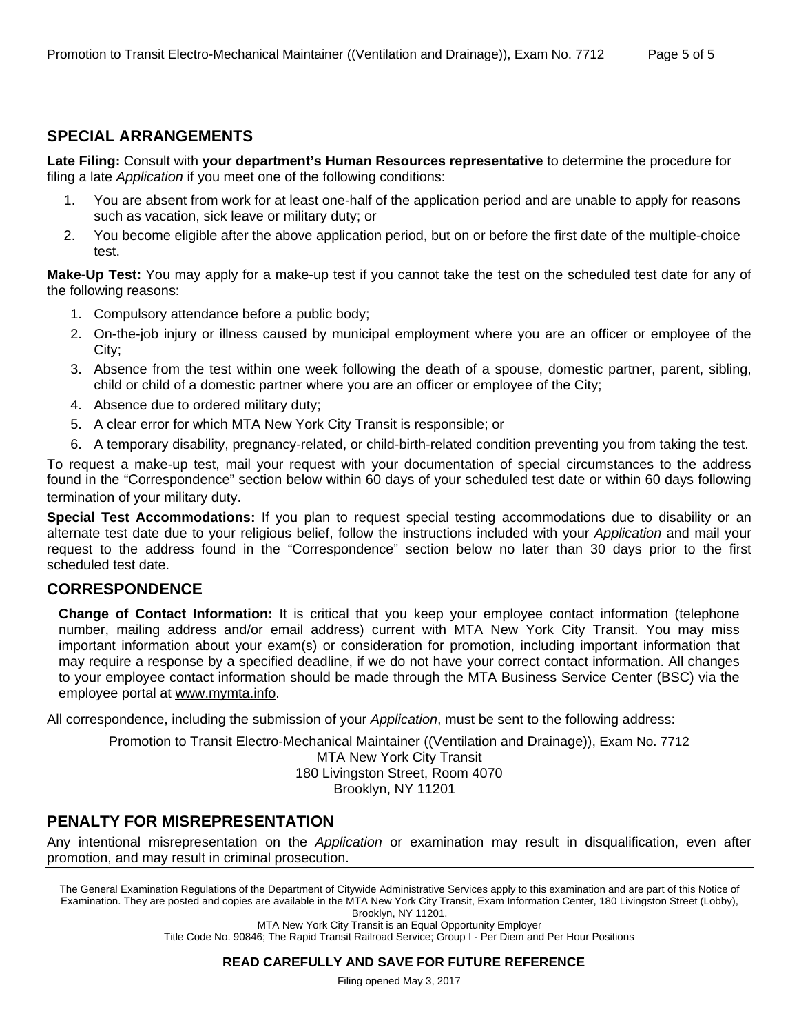## SPECIAL ARRANGEMENTS

**Late Filing:** Consult with **your department's Human Resources representative** to determine the procedure for filing a late *Application* if you meet one of the following conditions:

1. You are absent from work for at least one-half of the application period and are unable to apply for reasons such as vacation, sick leave or military duty; or
2. You become eligible after the above application period, but on or before the first date of the multiple-choice test.

**Make-Up Test:** You may apply for a make-up test if you cannot take the test on the scheduled test date for any of the following reasons:

1. Compulsory attendance before a public body;
2. On-the-job injury or illness caused by municipal employment where you are an officer or employee of the City;
3. Absence from the test within one week following the death of a spouse, domestic partner, parent, sibling, child or child of a domestic partner where you are an officer or employee of the City;
4. Absence due to ordered military duty;
5. A clear error for which MTA New York City Transit is responsible; or
6. A temporary disability, pregnancy-related, or child-birth-related condition preventing you from taking the test.

To request a make-up test, mail your request with your documentation of special circumstances to the address found in the "Correspondence" section below within 60 days of your scheduled test date or within 60 days following termination of your military duty.

**Special Test Accommodations:** If you plan to request special testing accommodations due to disability or an alternate test date due to your religious belief, follow the instructions included with your *Application* and mail your request to the address found in the "Correspondence" section below no later than 30 days prior to the first scheduled test date.

## CORRESPONDENCE

**Change of Contact Information:** It is critical that you keep your employee contact information (telephone number, mailing address and/or email address) current with MTA New York City Transit. You may miss important information about your exam(s) or consideration for promotion, including important information that may require a response by a specified deadline, if we do not have your correct contact information. All changes to your employee contact information should be made through the MTA Business Service Center (BSC) via the employee portal at www.mymta.info.

All correspondence, including the submission of your *Application*, must be sent to the following address:

Promotion to Transit Electro-Mechanical Maintainer ((Ventilation and Drainage)), Exam No. 7712
MTA New York City Transit
180 Livingston Street, Room 4070
Brooklyn, NY 11201

## PENALTY FOR MISREPRESENTATION

Any intentional misrepresentation on the *Application* or examination may result in disqualification, even after promotion, and may result in criminal prosecution.

---

The General Examination Regulations of the Department of Citywide Administrative Services apply to this examination and are part of this Notice of Examination. They are posted and copies are available in the MTA New York City Transit, Exam Information Center, 180 Livingston Street (Lobby), Brooklyn, NY 11201.

MTA New York City Transit is an Equal Opportunity Employer

Title Code No. 90846; The Rapid Transit Railroad Service; Group I - Per Diem and Per Hour Positions

**READ CAREFULLY AND SAVE FOR FUTURE REFERENCE**

Filing opened May 3, 2017